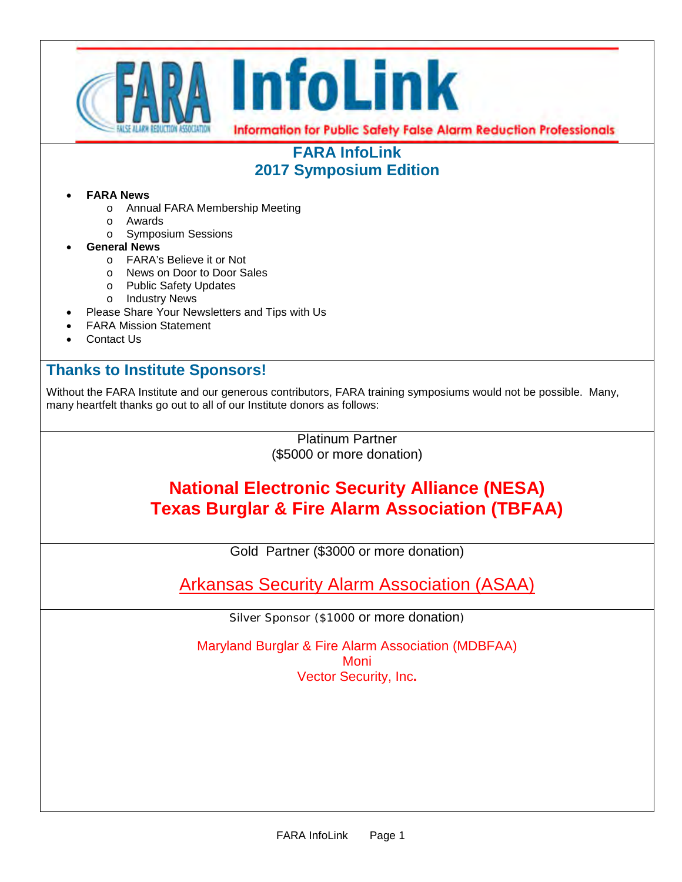# FARA InfoLink

Information for Public Safety False Alarm Reduction Professionals

## FARA InfoLink
## 2017 Symposium Edition

- **FARA News**
  - Annual FARA Membership Meeting
  - Awards
  - Symposium Sessions
- **General News**
  - FARA's Believe it or Not
  - News on Door to Door Sales
  - Public Safety Updates
  - Industry News
- Please Share Your Newsletters and Tips with Us
- FARA Mission Statement
- Contact Us

## Thanks to Institute Sponsors!

Without the FARA Institute and our generous contributors, FARA training symposiums would not be possible. Many, many heartfelt thanks go out to all of our Institute donors as follows:

Platinum Partner
($5000 or more donation)

**National Electronic Security Alliance (NESA)**
**Texas Burglar & Fire Alarm Association (TBFAA)**

Gold Partner ($3000 or more donation)

Arkansas Security Alarm Association (ASAA)

Silver Sponsor ($1000 or more donation)

Maryland Burglar & Fire Alarm Association (MDBFAA)
Moni
Vector Security, Inc.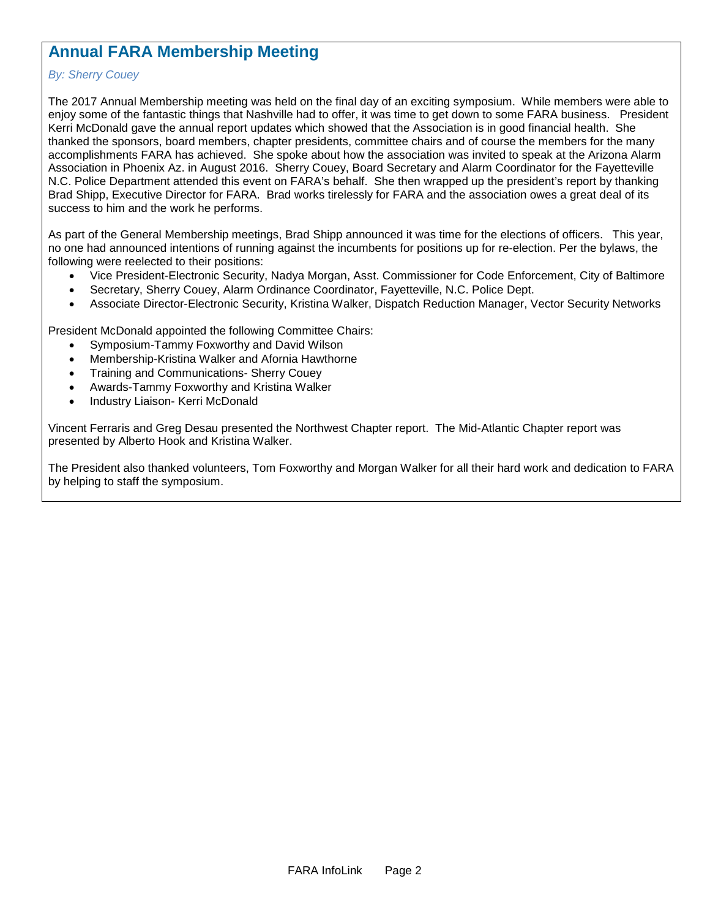## Annual FARA Membership Meeting

*By: Sherry Couey*

The 2017 Annual Membership meeting was held on the final day of an exciting symposium. While members were able to enjoy some of the fantastic things that Nashville had to offer, it was time to get down to some FARA business. President Kerri McDonald gave the annual report updates which showed that the Association is in good financial health. She thanked the sponsors, board members, chapter presidents, committee chairs and of course the members for the many accomplishments FARA has achieved. She spoke about how the association was invited to speak at the Arizona Alarm Association in Phoenix Az. in August 2016. Sherry Couey, Board Secretary and Alarm Coordinator for the Fayetteville N.C. Police Department attended this event on FARA's behalf. She then wrapped up the president's report by thanking Brad Shipp, Executive Director for FARA. Brad works tirelessly for FARA and the association owes a great deal of its success to him and the work he performs.

As part of the General Membership meetings, Brad Shipp announced it was time for the elections of officers. This year, no one had announced intentions of running against the incumbents for positions up for re-election. Per the bylaws, the following were reelected to their positions:

- Vice President-Electronic Security, Nadya Morgan, Asst. Commissioner for Code Enforcement, City of Baltimore
- Secretary, Sherry Couey, Alarm Ordinance Coordinator, Fayetteville, N.C. Police Dept.
- Associate Director-Electronic Security, Kristina Walker, Dispatch Reduction Manager, Vector Security Networks

President McDonald appointed the following Committee Chairs:

- Symposium-Tammy Foxworthy and David Wilson
- Membership-Kristina Walker and Afornia Hawthorne
- Training and Communications- Sherry Couey
- Awards-Tammy Foxworthy and Kristina Walker
- Industry Liaison- Kerri McDonald

Vincent Ferraris and Greg Desau presented the Northwest Chapter report. The Mid-Atlantic Chapter report was presented by Alberto Hook and Kristina Walker.

The President also thanked volunteers, Tom Foxworthy and Morgan Walker for all their hard work and dedication to FARA by helping to staff the symposium.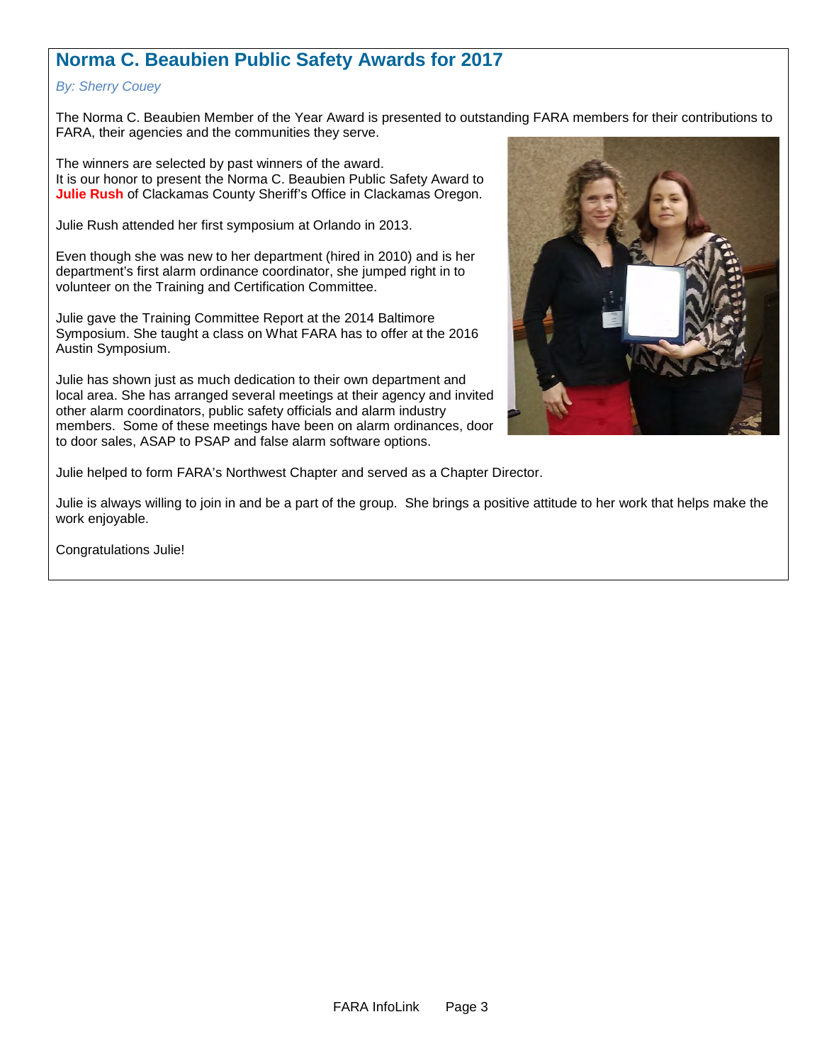## Norma C. Beaubien Public Safety Awards for 2017

*By: Sherry Couey*

The Norma C. Beaubien Member of the Year Award is presented to outstanding FARA members for their contributions to FARA, their agencies and the communities they serve.

The winners are selected by past winners of the award.
It is our honor to present the Norma C. Beaubien Public Safety Award to **Julie Rush** of Clackamas County Sheriff's Office in Clackamas Oregon.

Julie Rush attended her first symposium at Orlando in 2013.

Even though she was new to her department (hired in 2010) and is her department's first alarm ordinance coordinator, she jumped right in to volunteer on the Training and Certification Committee.

Julie gave the Training Committee Report at the 2014 Baltimore Symposium. She taught a class on What FARA has to offer at the 2016 Austin Symposium.

Julie has shown just as much dedication to their own department and local area. She has arranged several meetings at their agency and invited other alarm coordinators, public safety officials and alarm industry members. Some of these meetings have been on alarm ordinances, door to door sales, ASAP to PSAP and false alarm software options.

Julie helped to form FARA's Northwest Chapter and served as a Chapter Director.

Julie is always willing to join in and be a part of the group. She brings a positive attitude to her work that helps make the work enjoyable.

Congratulations Julie!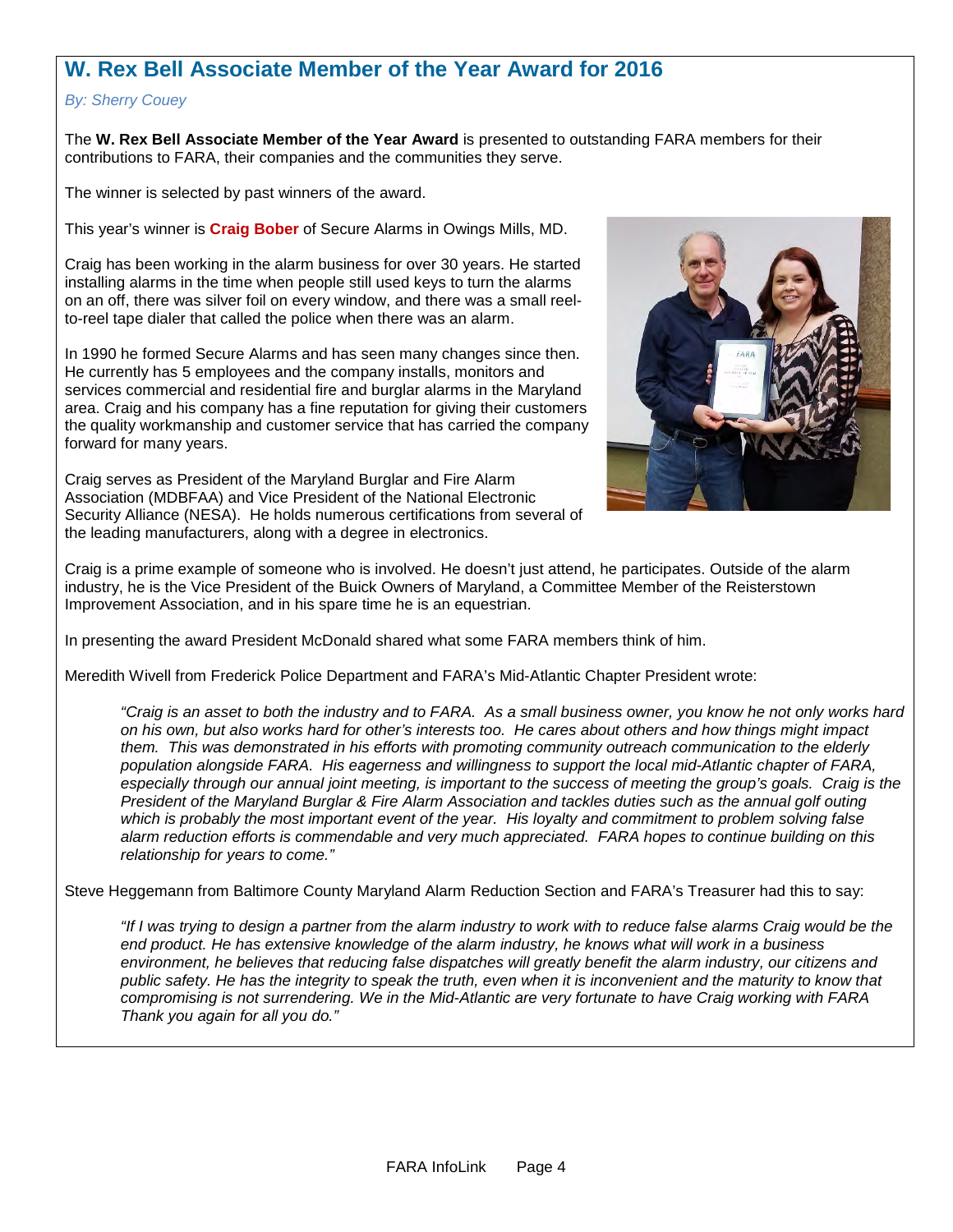## W. Rex Bell Associate Member of the Year Award for 2016

*By: Sherry Couey*

The **W. Rex Bell Associate Member of the Year Award** is presented to outstanding FARA members for their contributions to FARA, their companies and the communities they serve.

The winner is selected by past winners of the award.

This year's winner is **Craig Bober** of Secure Alarms in Owings Mills, MD.

Craig has been working in the alarm business for over 30 years. He started installing alarms in the time when people still used keys to turn the alarms on an off, there was silver foil on every window, and there was a small reel-to-reel tape dialer that called the police when there was an alarm.

In 1990 he formed Secure Alarms and has seen many changes since then. He currently has 5 employees and the company installs, monitors and services commercial and residential fire and burglar alarms in the Maryland area. Craig and his company has a fine reputation for giving their customers the quality workmanship and customer service that has carried the company forward for many years.

Craig serves as President of the Maryland Burglar and Fire Alarm Association (MDBFAA) and Vice President of the National Electronic Security Alliance (NESA). He holds numerous certifications from several of the leading manufacturers, along with a degree in electronics.

Craig is a prime example of someone who is involved. He doesn't just attend, he participates. Outside of the alarm industry, he is the Vice President of the Buick Owners of Maryland, a Committee Member of the Reisterstown Improvement Association, and in his spare time he is an equestrian.

In presenting the award President McDonald shared what some FARA members think of him.

Meredith Wivell from Frederick Police Department and FARA's Mid-Atlantic Chapter President wrote:

> *"Craig is an asset to both the industry and to FARA. As a small business owner, you know he not only works hard on his own, but also works hard for other's interests too. He cares about others and how things might impact them. This was demonstrated in his efforts with promoting community outreach communication to the elderly population alongside FARA. His eagerness and willingness to support the local mid-Atlantic chapter of FARA, especially through our annual joint meeting, is important to the success of meeting the group's goals. Craig is the President of the Maryland Burglar & Fire Alarm Association and tackles duties such as the annual golf outing which is probably the most important event of the year. His loyalty and commitment to problem solving false alarm reduction efforts is commendable and very much appreciated. FARA hopes to continue building on this relationship for years to come."*

Steve Heggemann from Baltimore County Maryland Alarm Reduction Section and FARA's Treasurer had this to say:

> *"If I was trying to design a partner from the alarm industry to work with to reduce false alarms Craig would be the end product. He has extensive knowledge of the alarm industry, he knows what will work in a business environment, he believes that reducing false dispatches will greatly benefit the alarm industry, our citizens and public safety. He has the integrity to speak the truth, even when it is inconvenient and the maturity to know that compromising is not surrendering. We in the Mid-Atlantic are very fortunate to have Craig working with FARA Thank you again for all you do."*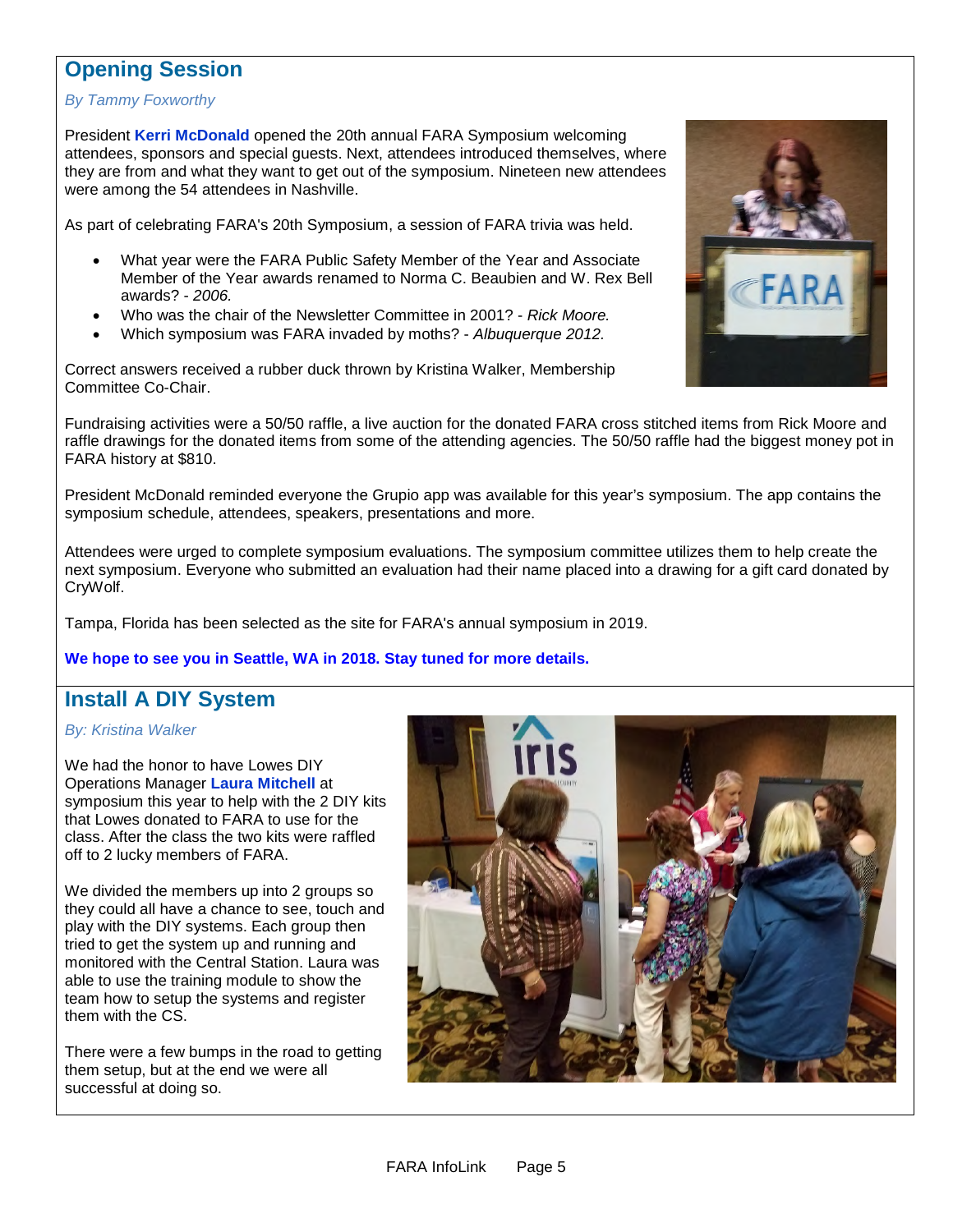## Opening Session

*By Tammy Foxworthy*

President **Kerri McDonald** opened the 20th annual FARA Symposium welcoming attendees, sponsors and special guests. Next, attendees introduced themselves, where they are from and what they want to get out of the symposium. Nineteen new attendees were among the 54 attendees in Nashville.

As part of celebrating FARA's 20th Symposium, a session of FARA trivia was held.

- What year were the FARA Public Safety Member of the Year and Associate Member of the Year awards renamed to Norma C. Beaubien and W. Rex Bell awards? - *2006.*
- Who was the chair of the Newsletter Committee in 2001? - *Rick Moore.*
- Which symposium was FARA invaded by moths? - *Albuquerque 2012.*

Correct answers received a rubber duck thrown by Kristina Walker, Membership Committee Co-Chair.

Fundraising activities were a 50/50 raffle, a live auction for the donated FARA cross stitched items from Rick Moore and raffle drawings for the donated items from some of the attending agencies. The 50/50 raffle had the biggest money pot in FARA history at $810.

President McDonald reminded everyone the Grupio app was available for this year's symposium. The app contains the symposium schedule, attendees, speakers, presentations and more.

Attendees were urged to complete symposium evaluations. The symposium committee utilizes them to help create the next symposium. Everyone who submitted an evaluation had their name placed into a drawing for a gift card donated by CryWolf.

Tampa, Florida has been selected as the site for FARA's annual symposium in 2019.

**We hope to see you in Seattle, WA in 2018. Stay tuned for more details.**

## Install A DIY System

*By: Kristina Walker*

We had the honor to have Lowes DIY Operations Manager **Laura Mitchell** at symposium this year to help with the 2 DIY kits that Lowes donated to FARA to use for the class. After the class the two kits were raffled off to 2 lucky members of FARA.

We divided the members up into 2 groups so they could all have a chance to see, touch and play with the DIY systems. Each group then tried to get the system up and running and monitored with the Central Station. Laura was able to use the training module to show the team how to setup the systems and register them with the CS.

There were a few bumps in the road to getting them setup, but at the end we were all successful at doing so.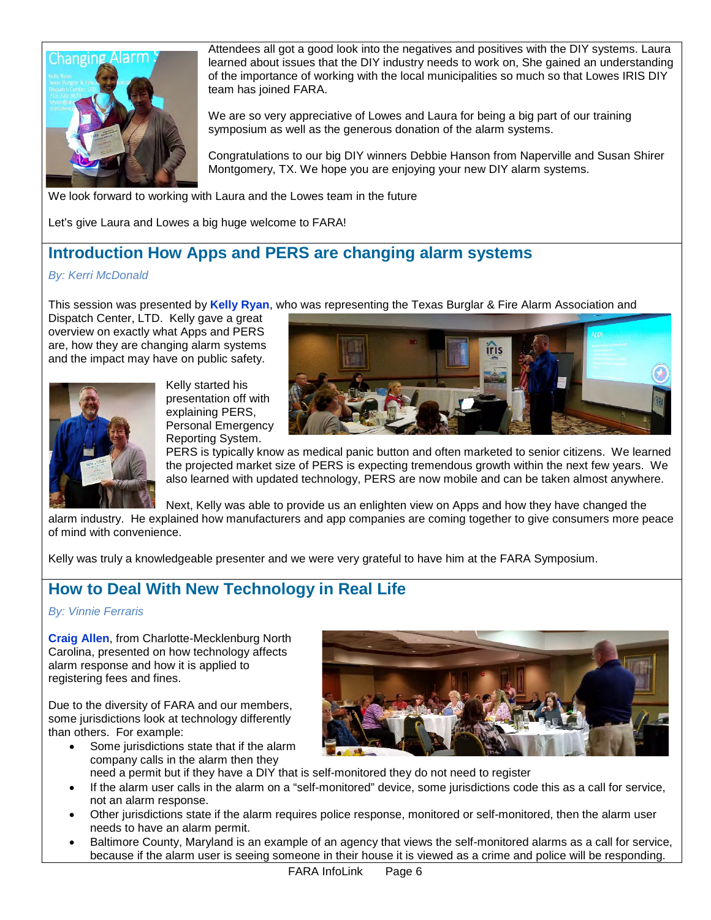Attendees all got a good look into the negatives and positives with the DIY systems. Laura learned about issues that the DIY industry needs to work on, She gained an understanding of the importance of working with the local municipalities so much so that Lowes IRIS DIY team has joined FARA.

We are so very appreciative of Lowes and Laura for being a big part of our training symposium as well as the generous donation of the alarm systems.

Congratulations to our big DIY winners Debbie Hanson from Naperville and Susan Shirer Montgomery, TX. We hope you are enjoying your new DIY alarm systems.

We look forward to working with Laura and the Lowes team in the future

Let's give Laura and Lowes a big huge welcome to FARA!

## Introduction How Apps and PERS are changing alarm systems

*By: Kerri McDonald*

This session was presented by **Kelly Ryan**, who was representing the Texas Burglar & Fire Alarm Association and Dispatch Center, LTD. Kelly gave a great overview on exactly what Apps and PERS are, how they are changing alarm systems and the impact may have on public safety.

Kelly started his presentation off with explaining PERS, Personal Emergency Reporting System. PERS is typically know as medical panic button and often marketed to senior citizens. We learned the projected market size of PERS is expecting tremendous growth within the next few years. We also learned with updated technology, PERS are now mobile and can be taken almost anywhere.

Next, Kelly was able to provide us an enlighten view on Apps and how they have changed the alarm industry. He explained how manufacturers and app companies are coming together to give consumers more peace of mind with convenience.

Kelly was truly a knowledgeable presenter and we were very grateful to have him at the FARA Symposium.

## How to Deal With New Technology in Real Life

*By: Vinnie Ferraris*

**Craig Allen**, from Charlotte-Mecklenburg North Carolina, presented on how technology affects alarm response and how it is applied to registering fees and fines.

Due to the diversity of FARA and our members, some jurisdictions look at technology differently than others. For example:

- Some jurisdictions state that if the alarm company calls in the alarm then they need a permit but if they have a DIY that is self-monitored they do not need to register
- If the alarm user calls in the alarm on a "self-monitored" device, some jurisdictions code this as a call for service, not an alarm response.
- Other jurisdictions state if the alarm requires police response, monitored or self-monitored, then the alarm user needs to have an alarm permit.
- Baltimore County, Maryland is an example of an agency that views the self-monitored alarms as a call for service, because if the alarm user is seeing someone in their house it is viewed as a crime and police will be responding.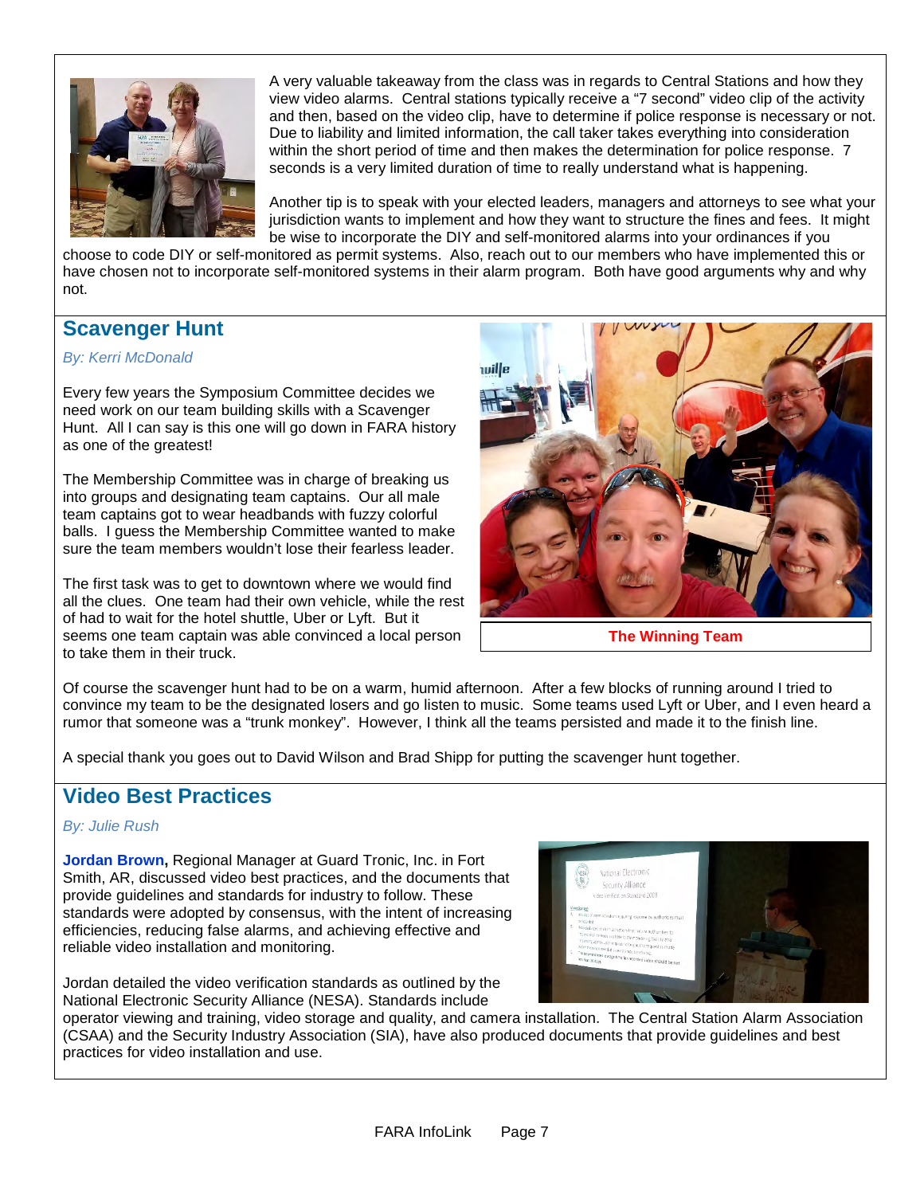A very valuable takeaway from the class was in regards to Central Stations and how they view video alarms. Central stations typically receive a “7 second” video clip of the activity and then, based on the video clip, have to determine if police response is necessary or not. Due to liability and limited information, the call taker takes everything into consideration within the short period of time and then makes the determination for police response. 7 seconds is a very limited duration of time to really understand what is happening.

Another tip is to speak with your elected leaders, managers and attorneys to see what your jurisdiction wants to implement and how they want to structure the fines and fees. It might be wise to incorporate the DIY and self-monitored alarms into your ordinances if you choose to code DIY or self-monitored as permit systems. Also, reach out to our members who have implemented this or have chosen not to incorporate self-monitored systems in their alarm program. Both have good arguments why and why not.

## Scavenger Hunt

*By: Kerri McDonald*

Every few years the Symposium Committee decides we need work on our team building skills with a Scavenger Hunt. All I can say is this one will go down in FARA history as one of the greatest!

The Membership Committee was in charge of breaking us into groups and designating team captains. Our all male team captains got to wear headbands with fuzzy colorful balls. I guess the Membership Committee wanted to make sure the team members wouldn’t lose their fearless leader.

The first task was to get to downtown where we would find all the clues. One team had their own vehicle, while the rest of had to wait for the hotel shuttle, Uber or Lyft. But it seems one team captain was able convinced a local person to take them in their truck.

The Winning Team

Of course the scavenger hunt had to be on a warm, humid afternoon. After a few blocks of running around I tried to convince my team to be the designated losers and go listen to music. Some teams used Lyft or Uber, and I even heard a rumor that someone was a “trunk monkey”. However, I think all the teams persisted and made it to the finish line.

A special thank you goes out to David Wilson and Brad Shipp for putting the scavenger hunt together.

## Video Best Practices

*By: Julie Rush*

**Jordan Brown,** Regional Manager at Guard Tronic, Inc. in Fort Smith, AR, discussed video best practices, and the documents that provide guidelines and standards for industry to follow. These standards were adopted by consensus, with the intent of increasing efficiencies, reducing false alarms, and achieving effective and reliable video installation and monitoring.

Jordan detailed the video verification standards as outlined by the National Electronic Security Alliance (NESA). Standards include operator viewing and training, video storage and quality, and camera installation. The Central Station Alarm Association (CSAA) and the Security Industry Association (SIA), have also produced documents that provide guidelines and best practices for video installation and use.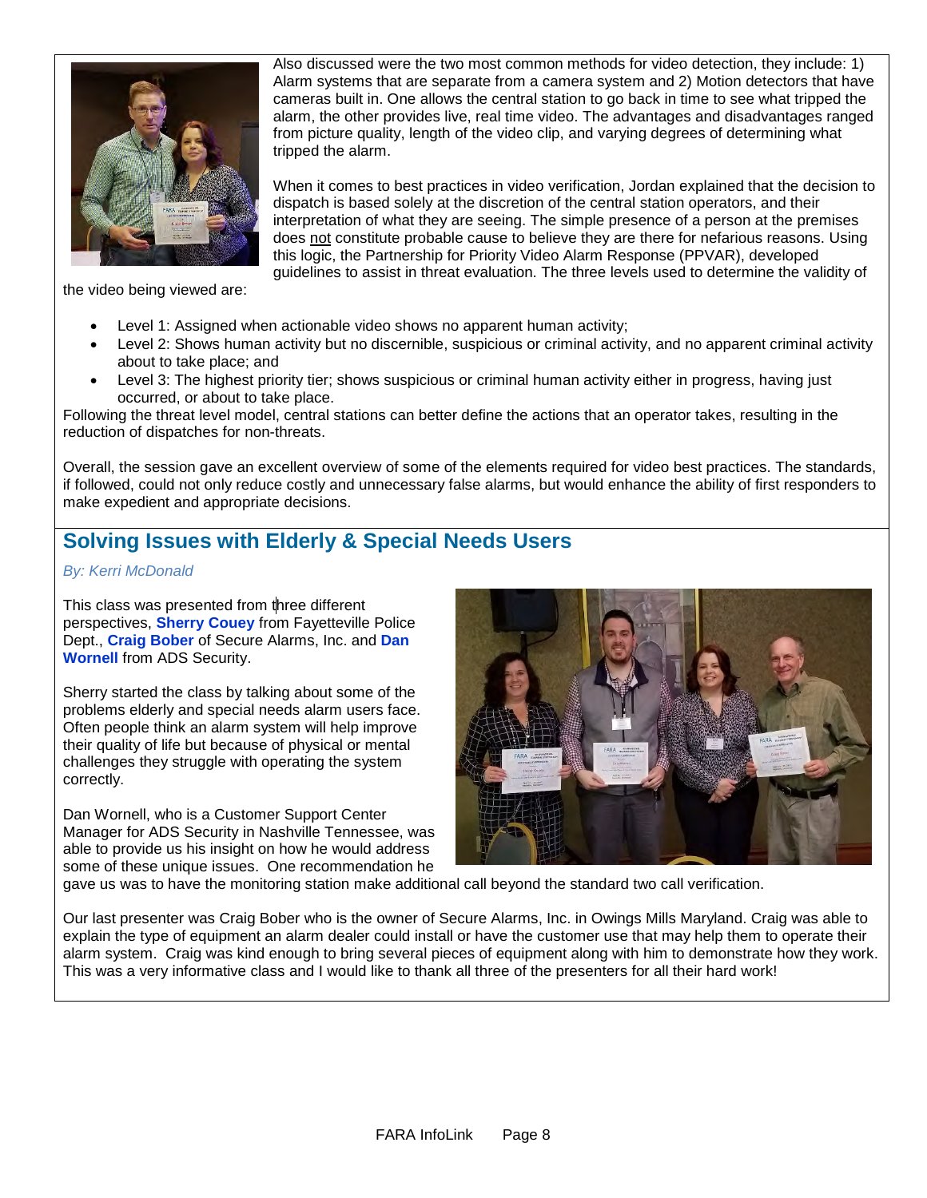Also discussed were the two most common methods for video detection, they include: 1) Alarm systems that are separate from a camera system and 2) Motion detectors that have cameras built in. One allows the central station to go back in time to see what tripped the alarm, the other provides live, real time video. The advantages and disadvantages ranged from picture quality, length of the video clip, and varying degrees of determining what tripped the alarm.

When it comes to best practices in video verification, Jordan explained that the decision to dispatch is based solely at the discretion of the central station operators, and their interpretation of what they are seeing. The simple presence of a person at the premises does not constitute probable cause to believe they are there for nefarious reasons. Using this logic, the Partnership for Priority Video Alarm Response (PPVAR), developed guidelines to assist in threat evaluation. The three levels used to determine the validity of the video being viewed are:

- Level 1: Assigned when actionable video shows no apparent human activity;
- Level 2: Shows human activity but no discernible, suspicious or criminal activity, and no apparent criminal activity about to take place; and
- Level 3: The highest priority tier; shows suspicious or criminal human activity either in progress, having just occurred, or about to take place.

Following the threat level model, central stations can better define the actions that an operator takes, resulting in the reduction of dispatches for non-threats.

Overall, the session gave an excellent overview of some of the elements required for video best practices. The standards, if followed, could not only reduce costly and unnecessary false alarms, but would enhance the ability of first responders to make expedient and appropriate decisions.

## Solving Issues with Elderly & Special Needs Users

*By: Kerri McDonald*

This class was presented from three different perspectives, **Sherry Couey** from Fayetteville Police Dept., **Craig Bober** of Secure Alarms, Inc. and **Dan Wornell** from ADS Security.

Sherry started the class by talking about some of the problems elderly and special needs alarm users face. Often people think an alarm system will help improve their quality of life but because of physical or mental challenges they struggle with operating the system correctly.

Dan Wornell, who is a Customer Support Center Manager for ADS Security in Nashville Tennessee, was able to provide us his insight on how he would address some of these unique issues. One recommendation he gave us was to have the monitoring station make additional call beyond the standard two call verification.

Our last presenter was Craig Bober who is the owner of Secure Alarms, Inc. in Owings Mills Maryland. Craig was able to explain the type of equipment an alarm dealer could install or have the customer use that may help them to operate their alarm system. Craig was kind enough to bring several pieces of equipment along with him to demonstrate how they work. This was a very informative class and I would like to thank all three of the presenters for all their hard work!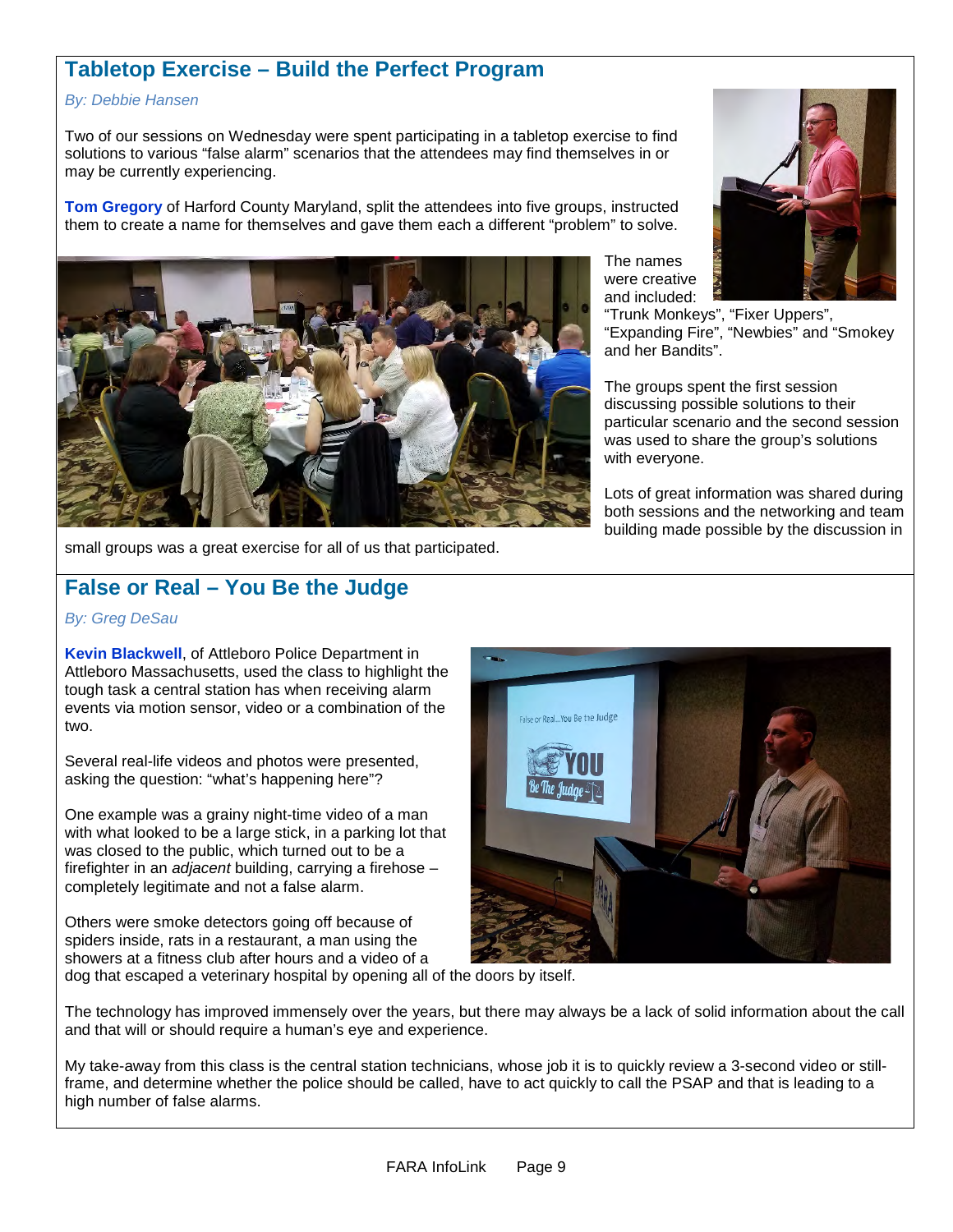## Tabletop Exercise – Build the Perfect Program

*By: Debbie Hansen*

Two of our sessions on Wednesday were spent participating in a tabletop exercise to find solutions to various "false alarm" scenarios that the attendees may find themselves in or may be currently experiencing.

**Tom Gregory** of Harford County Maryland, split the attendees into five groups, instructed them to create a name for themselves and gave them each a different "problem" to solve.

The names were creative and included: "Trunk Monkeys", "Fixer Uppers", "Expanding Fire", "Newbies" and "Smokey and her Bandits".

The groups spent the first session discussing possible solutions to their particular scenario and the second session was used to share the group's solutions with everyone.

Lots of great information was shared during both sessions and the networking and team building made possible by the discussion in small groups was a great exercise for all of us that participated.

## False or Real – You Be the Judge

*By: Greg DeSau*

**Kevin Blackwell**, of Attleboro Police Department in Attleboro Massachusetts, used the class to highlight the tough task a central station has when receiving alarm events via motion sensor, video or a combination of the two.

Several real-life videos and photos were presented, asking the question: "what's happening here"?

One example was a grainy night-time video of a man with what looked to be a large stick, in a parking lot that was closed to the public, which turned out to be a firefighter in an *adjacent* building, carrying a firehose – completely legitimate and not a false alarm.

Others were smoke detectors going off because of spiders inside, rats in a restaurant, a man using the showers at a fitness club after hours and a video of a dog that escaped a veterinary hospital by opening all of the doors by itself.

The technology has improved immensely over the years, but there may always be a lack of solid information about the call and that will or should require a human's eye and experience.

My take-away from this class is the central station technicians, whose job it is to quickly review a 3-second video or still-frame, and determine whether the police should be called, have to act quickly to call the PSAP and that is leading to a high number of false alarms.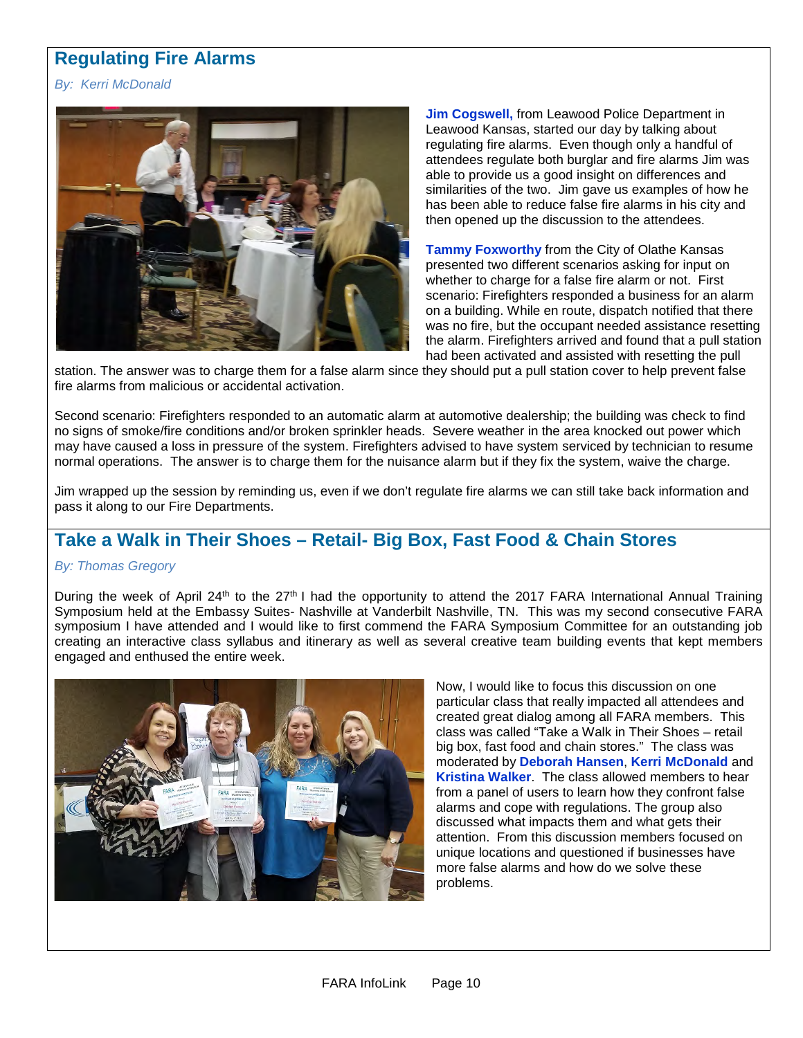## Regulating Fire Alarms

*By: Kerri McDonald*

**Jim Cogswell,** from Leawood Police Department in Leawood Kansas, started our day by talking about regulating fire alarms. Even though only a handful of attendees regulate both burglar and fire alarms Jim was able to provide us a good insight on differences and similarities of the two. Jim gave us examples of how he has been able to reduce false fire alarms in his city and then opened up the discussion to the attendees.

**Tammy Foxworthy** from the City of Olathe Kansas presented two different scenarios asking for input on whether to charge for a false fire alarm or not. First scenario: Firefighters responded a business for an alarm on a building. While en route, dispatch notified that there was no fire, but the occupant needed assistance resetting the alarm. Firefighters arrived and found that a pull station had been activated and assisted with resetting the pull station. The answer was to charge them for a false alarm since they should put a pull station cover to help prevent false fire alarms from malicious or accidental activation.

Second scenario: Firefighters responded to an automatic alarm at automotive dealership; the building was check to find no signs of smoke/fire conditions and/or broken sprinkler heads. Severe weather in the area knocked out power which may have caused a loss in pressure of the system. Firefighters advised to have system serviced by technician to resume normal operations. The answer is to charge them for the nuisance alarm but if they fix the system, waive the charge.

Jim wrapped up the session by reminding us, even if we don't regulate fire alarms we can still take back information and pass it along to our Fire Departments.

## Take a Walk in Their Shoes – Retail- Big Box, Fast Food & Chain Stores

*By: Thomas Gregory*

During the week of April 24th to the 27th I had the opportunity to attend the 2017 FARA International Annual Training Symposium held at the Embassy Suites- Nashville at Vanderbilt Nashville, TN. This was my second consecutive FARA symposium I have attended and I would like to first commend the FARA Symposium Committee for an outstanding job creating an interactive class syllabus and itinerary as well as several creative team building events that kept members engaged and enthused the entire week.

Now, I would like to focus this discussion on one particular class that really impacted all attendees and created great dialog among all FARA members. This class was called "Take a Walk in Their Shoes – retail big box, fast food and chain stores." The class was moderated by **Deborah Hansen**, **Kerri McDonald** and **Kristina Walker**. The class allowed members to hear from a panel of users to learn how they confront false alarms and cope with regulations. The group also discussed what impacts them and what gets their attention. From this discussion members focused on unique locations and questioned if businesses have more false alarms and how do we solve these problems.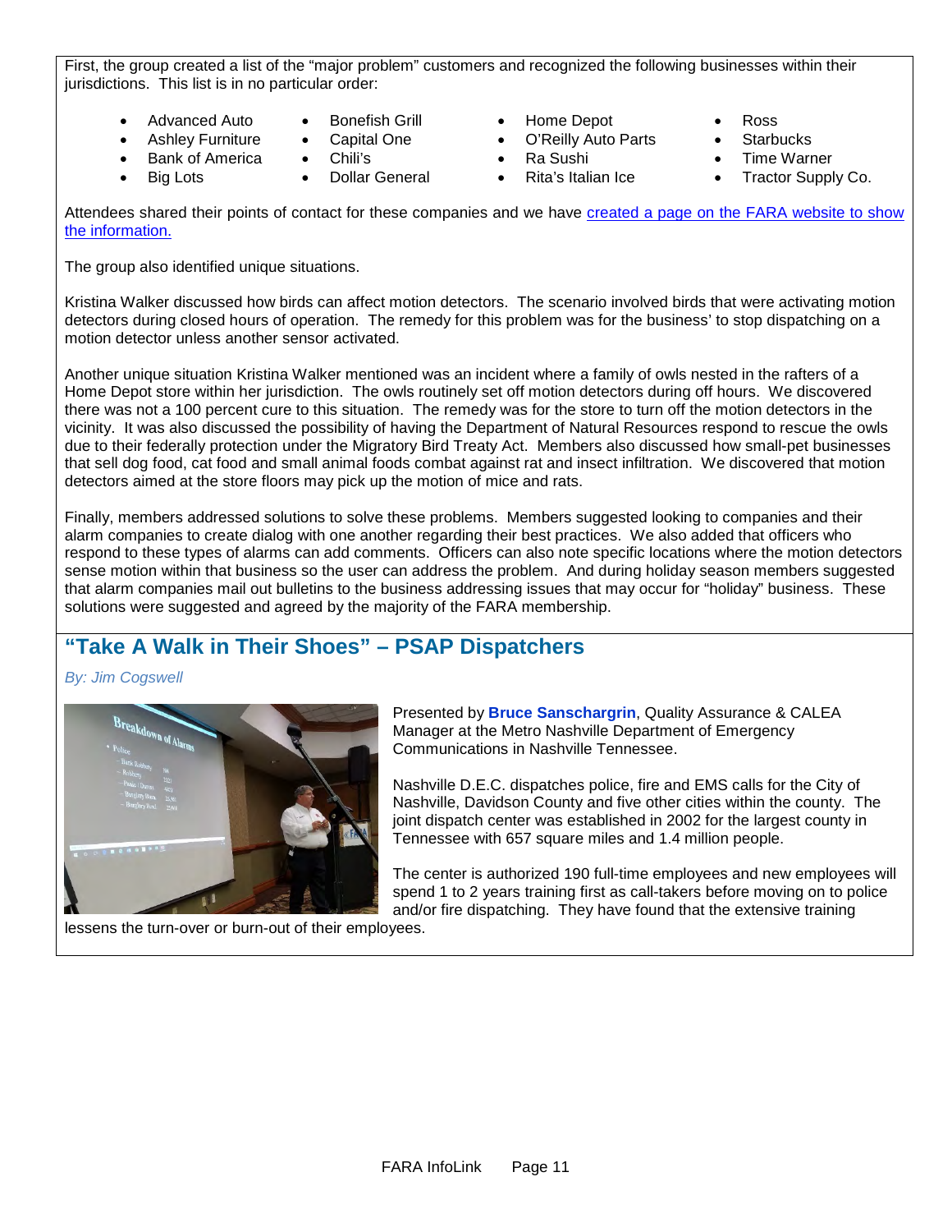First, the group created a list of the "major problem" customers and recognized the following businesses within their jurisdictions. This list is in no particular order:

- Advanced Auto
- Ashley Furniture
- Bank of America
- Big Lots
- Bonefish Grill
- Capital One
- Chili's
- Dollar General
- Home Depot
- O'Reilly Auto Parts
- Ra Sushi
- Rita's Italian Ice
- Ross
- Starbucks
- Time Warner
- Tractor Supply Co.

Attendees shared their points of contact for these companies and we have created a page on the FARA website to show the information.

The group also identified unique situations.

Kristina Walker discussed how birds can affect motion detectors. The scenario involved birds that were activating motion detectors during closed hours of operation. The remedy for this problem was for the business' to stop dispatching on a motion detector unless another sensor activated.

Another unique situation Kristina Walker mentioned was an incident where a family of owls nested in the rafters of a Home Depot store within her jurisdiction. The owls routinely set off motion detectors during off hours. We discovered there was not a 100 percent cure to this situation. The remedy was for the store to turn off the motion detectors in the vicinity. It was also discussed the possibility of having the Department of Natural Resources respond to rescue the owls due to their federally protection under the Migratory Bird Treaty Act. Members also discussed how small-pet businesses that sell dog food, cat food and small animal foods combat against rat and insect infiltration. We discovered that motion detectors aimed at the store floors may pick up the motion of mice and rats.

Finally, members addressed solutions to solve these problems. Members suggested looking to companies and their alarm companies to create dialog with one another regarding their best practices. We also added that officers who respond to these types of alarms can add comments. Officers can also note specific locations where the motion detectors sense motion within that business so the user can address the problem. And during holiday season members suggested that alarm companies mail out bulletins to the business addressing issues that may occur for "holiday" business. These solutions were suggested and agreed by the majority of the FARA membership.

## "Take A Walk in Their Shoes" – PSAP Dispatchers

*By: Jim Cogswell*

Presented by **Bruce Sanschargrin**, Quality Assurance & CALEA Manager at the Metro Nashville Department of Emergency Communications in Nashville Tennessee.

Nashville D.E.C. dispatches police, fire and EMS calls for the City of Nashville, Davidson County and five other cities within the county. The joint dispatch center was established in 2002 for the largest county in Tennessee with 657 square miles and 1.4 million people.

The center is authorized 190 full-time employees and new employees will spend 1 to 2 years training first as call-takers before moving on to police and/or fire dispatching. They have found that the extensive training lessens the turn-over or burn-out of their employees.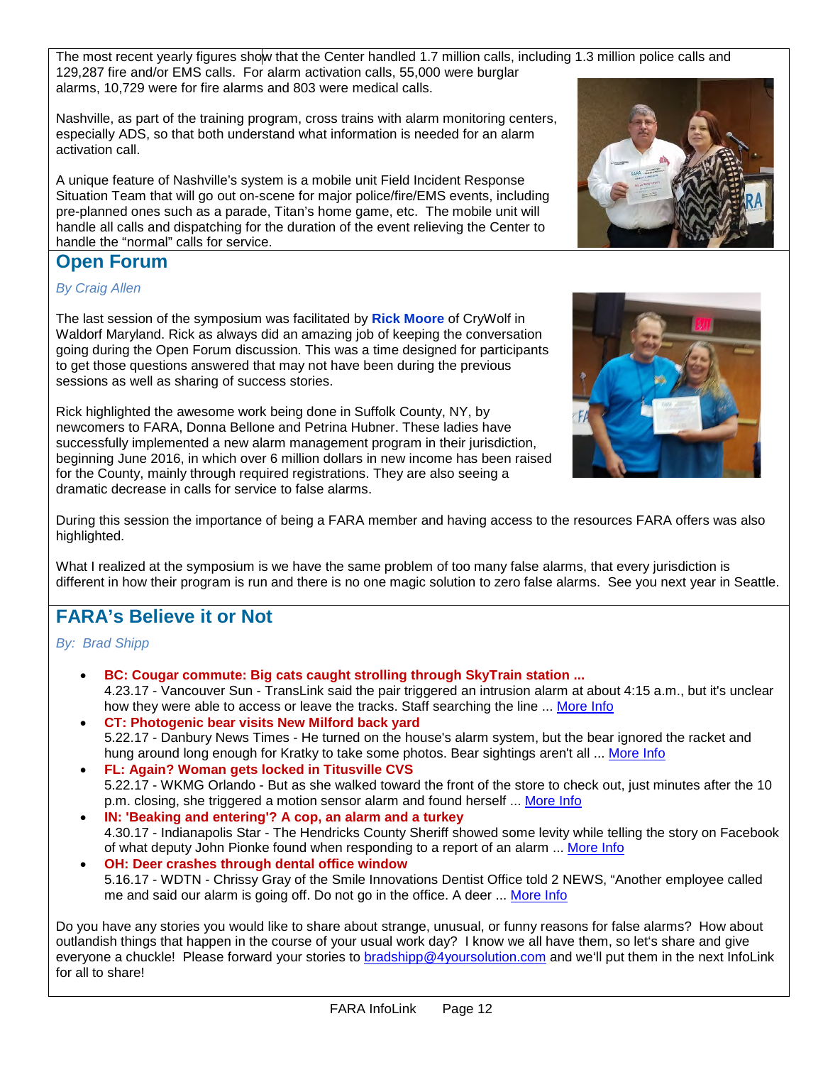The most recent yearly figures show that the Center handled 1.7 million calls, including 1.3 million police calls and 129,287 fire and/or EMS calls. For alarm activation calls, 55,000 were burglar alarms, 10,729 were for fire alarms and 803 were medical calls.

Nashville, as part of the training program, cross trains with alarm monitoring centers, especially ADS, so that both understand what information is needed for an alarm activation call.

A unique feature of Nashville's system is a mobile unit Field Incident Response Situation Team that will go out on-scene for major police/fire/EMS events, including pre-planned ones such as a parade, Titan's home game, etc. The mobile unit will handle all calls and dispatching for the duration of the event relieving the Center to handle the "normal" calls for service.

## Open Forum

*By Craig Allen*

The last session of the symposium was facilitated by **Rick Moore** of CryWolf in Waldorf Maryland. Rick as always did an amazing job of keeping the conversation going during the Open Forum discussion. This was a time designed for participants to get those questions answered that may not have been during the previous sessions as well as sharing of success stories.

Rick highlighted the awesome work being done in Suffolk County, NY, by newcomers to FARA, Donna Bellone and Petrina Hubner. These ladies have successfully implemented a new alarm management program in their jurisdiction, beginning June 2016, in which over 6 million dollars in new income has been raised for the County, mainly through required registrations. They are also seeing a dramatic decrease in calls for service to false alarms.

During this session the importance of being a FARA member and having access to the resources FARA offers was also highlighted.

What I realized at the symposium is we have the same problem of too many false alarms, that every jurisdiction is different in how their program is run and there is no one magic solution to zero false alarms. See you next year in Seattle.

## FARA's Believe it or Not

*By: Brad Shipp*

- **BC: Cougar commute: Big cats caught strolling through SkyTrain station ...**
  4.23.17 - Vancouver Sun - TransLink said the pair triggered an intrusion alarm at about 4:15 a.m., but it's unclear how they were able to access or leave the tracks. Staff searching the line ... More Info
- **CT: Photogenic bear visits New Milford back yard**
  5.22.17 - Danbury News Times - He turned on the house's alarm system, but the bear ignored the racket and hung around long enough for Kratky to take some photos. Bear sightings aren't all ... More Info
- **FL: Again? Woman gets locked in Titusville CVS**
  5.22.17 - WKMG Orlando - But as she walked toward the front of the store to check out, just minutes after the 10 p.m. closing, she triggered a motion sensor alarm and found herself ... More Info
- **IN: 'Beaking and entering'? A cop, an alarm and a turkey**
  4.30.17 - Indianapolis Star - The Hendricks County Sheriff showed some levity while telling the story on Facebook of what deputy John Pionke found when responding to a report of an alarm ... More Info
- **OH: Deer crashes through dental office window**
  5.16.17 - WDTN - Chrissy Gray of the Smile Innovations Dentist Office told 2 NEWS, "Another employee called me and said our alarm is going off. Do not go in the office. A deer ... More Info

Do you have any stories you would like to share about strange, unusual, or funny reasons for false alarms? How about outlandish things that happen in the course of your usual work day? I know we all have them, so let's share and give everyone a chuckle! Please forward your stories to bradshipp@4yoursolution.com and we'll put them in the next InfoLink for all to share!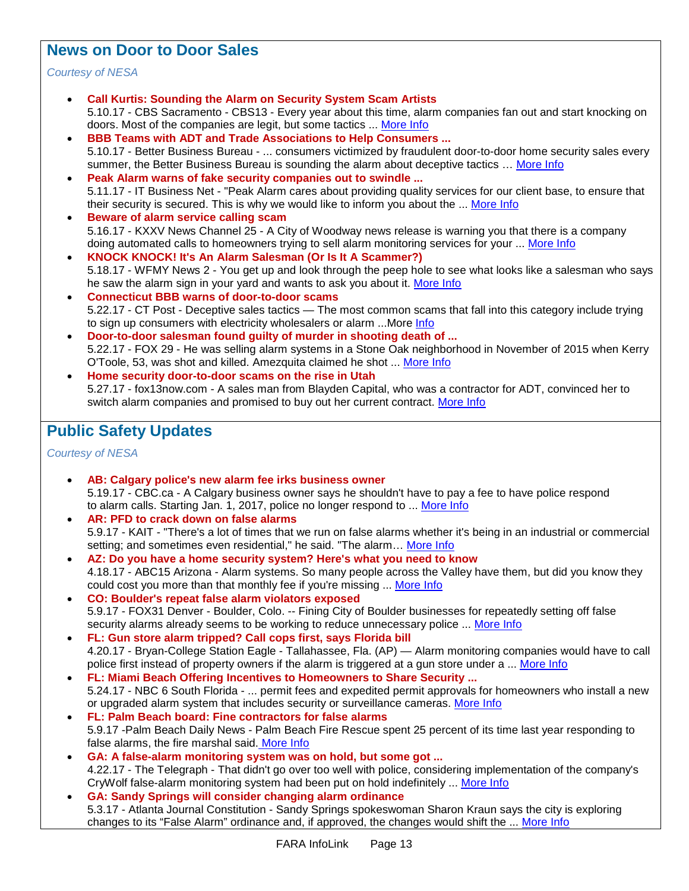## News on Door to Door Sales

*Courtesy of NESA*

- **Call Kurtis: Sounding the Alarm on Security System Scam Artists**
  5.10.17 - CBS Sacramento - CBS13 - Every year about this time, alarm companies fan out and start knocking on doors. Most of the companies are legit, but some tactics ... More Info
- **BBB Teams with ADT and Trade Associations to Help Consumers ...**
  5.10.17 - Better Business Bureau - ... consumers victimized by fraudulent door-to-door home security sales every summer, the Better Business Bureau is sounding the alarm about deceptive tactics … More Info
- **Peak Alarm warns of fake security companies out to swindle ...**
  5.11.17 - IT Business Net - "Peak Alarm cares about providing quality services for our client base, to ensure that their security is secured. This is why we would like to inform you about the ... More Info
- **Beware of alarm service calling scam**
  5.16.17 - KXXV News Channel 25 - A City of Woodway news release is warning you that there is a company doing automated calls to homeowners trying to sell alarm monitoring services for your ... More Info
- **KNOCK KNOCK! It's An Alarm Salesman (Or Is It A Scammer?)**
  5.18.17 - WFMY News 2 - You get up and look through the peep hole to see what looks like a salesman who says he saw the alarm sign in your yard and wants to ask you about it. More Info
- **Connecticut BBB warns of door-to-door scams**
  5.22.17 - CT Post - Deceptive sales tactics — The most common scams that fall into this category include trying to sign up consumers with electricity wholesalers or alarm ...More Info
- **Door-to-door salesman found guilty of murder in shooting death of ...**
  5.22.17 - FOX 29 - He was selling alarm systems in a Stone Oak neighborhood in November of 2015 when Kerry O'Toole, 53, was shot and killed. Amezquita claimed he shot ... More Info
- **Home security door-to-door scams on the rise in Utah**
  5.27.17 - fox13now.com - A sales man from Blayden Capital, who was a contractor for ADT, convinced her to switch alarm companies and promised to buy out her current contract. More Info

## Public Safety Updates

*Courtesy of NESA*

- **AB: Calgary police's new alarm fee irks business owner**
  5.19.17 - CBC.ca - A Calgary business owner says he shouldn't have to pay a fee to have police respond to alarm calls. Starting Jan. 1, 2017, police no longer respond to ... More Info
- **AR: PFD to crack down on false alarms**
  5.9.17 - KAIT - "There's a lot of times that we run on false alarms whether it's being in an industrial or commercial setting; and sometimes even residential," he said. "The alarm… More Info
- **AZ: Do you have a home security system? Here's what you need to know**
  4.18.17 - ABC15 Arizona - Alarm systems. So many people across the Valley have them, but did you know they could cost you more than that monthly fee if you're missing ... More Info
- **CO: Boulder's repeat false alarm violators exposed**
  5.9.17 - FOX31 Denver - Boulder, Colo. -- Fining City of Boulder businesses for repeatedly setting off false security alarms already seems to be working to reduce unnecessary police ... More Info
- **FL: Gun store alarm tripped? Call cops first, says Florida bill**
  4.20.17 - Bryan-College Station Eagle - Tallahassee, Fla. (AP) — Alarm monitoring companies would have to call police first instead of property owners if the alarm is triggered at a gun store under a ... More Info
- **FL: Miami Beach Offering Incentives to Homeowners to Share Security ...**
  5.24.17 - NBC 6 South Florida - ... permit fees and expedited permit approvals for homeowners who install a new or upgraded alarm system that includes security or surveillance cameras. More Info
- **FL: Palm Beach board: Fine contractors for false alarms**
  5.9.17 -Palm Beach Daily News - Palm Beach Fire Rescue spent 25 percent of its time last year responding to false alarms, the fire marshal said. More Info
- **GA: A false-alarm monitoring system was on hold, but some got ...**
  4.22.17 - The Telegraph - That didn't go over too well with police, considering implementation of the company's CryWolf false-alarm monitoring system had been put on hold indefinitely ... More Info
- **GA: Sandy Springs will consider changing alarm ordinance**
  5.3.17 - Atlanta Journal Constitution - Sandy Springs spokeswoman Sharon Kraun says the city is exploring changes to its "False Alarm" ordinance and, if approved, the changes would shift the ... More Info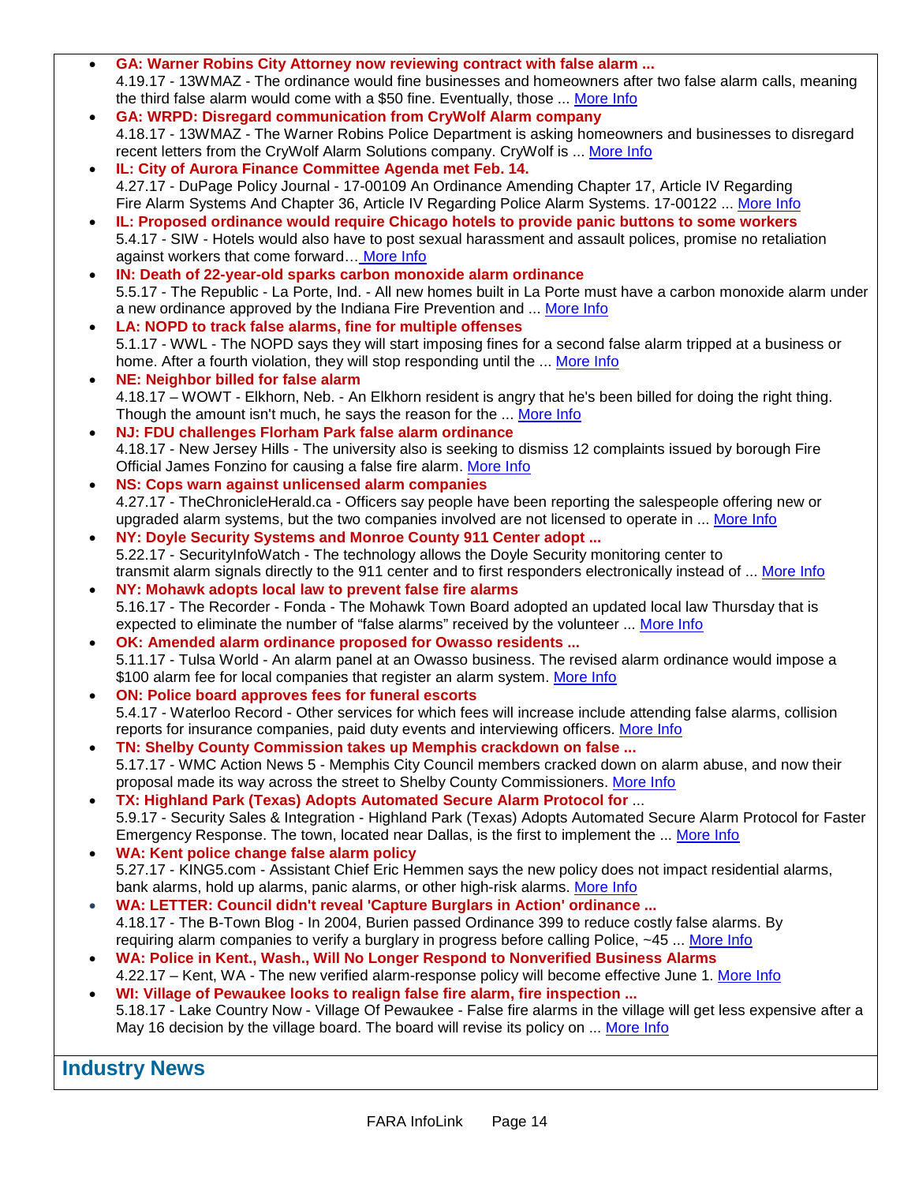- **GA: Warner Robins City Attorney now reviewing contract with false alarm ...**
  4.19.17 - 13WMAZ - The ordinance would fine businesses and homeowners after two false alarm calls, meaning the third false alarm would come with a $50 fine. Eventually, those ... More Info
- **GA: WRPD: Disregard communication from CryWolf Alarm company**
  4.18.17 - 13WMAZ - The Warner Robins Police Department is asking homeowners and businesses to disregard recent letters from the CryWolf Alarm Solutions company. CryWolf is ... More Info
- **IL: City of Aurora Finance Committee Agenda met Feb. 14.**
  4.27.17 - DuPage Policy Journal - 17-00109 An Ordinance Amending Chapter 17, Article IV Regarding Fire Alarm Systems And Chapter 36, Article IV Regarding Police Alarm Systems. 17-00122 ... More Info
- **IL: Proposed ordinance would require Chicago hotels to provide panic buttons to some workers**
  5.4.17 - SIW - Hotels would also have to post sexual harassment and assault polices, promise no retaliation against workers that come forward… More Info
- **IN: Death of 22-year-old sparks carbon monoxide alarm ordinance**
  5.5.17 - The Republic - La Porte, Ind. - All new homes built in La Porte must have a carbon monoxide alarm under a new ordinance approved by the Indiana Fire Prevention and ... More Info
- **LA: NOPD to track false alarms, fine for multiple offenses**
  5.1.17 - WWL - The NOPD says they will start imposing fines for a second false alarm tripped at a business or home. After a fourth violation, they will stop responding until the ... More Info
- **NE: Neighbor billed for false alarm**
  4.18.17 – WOWT - Elkhorn, Neb. - An Elkhorn resident is angry that he's been billed for doing the right thing. Though the amount isn't much, he says the reason for the ... More Info
- **NJ: FDU challenges Florham Park false alarm ordinance**
  4.18.17 - New Jersey Hills - The university also is seeking to dismiss 12 complaints issued by borough Fire Official James Fonzino for causing a false fire alarm. More Info
- **NS: Cops warn against unlicensed alarm companies**
  4.27.17 - TheChronicleHerald.ca - Officers say people have been reporting the salespeople offering new or upgraded alarm systems, but the two companies involved are not licensed to operate in ... More Info
- **NY: Doyle Security Systems and Monroe County 911 Center adopt ...**
  5.22.17 - SecurityInfoWatch - The technology allows the Doyle Security monitoring center to transmit alarm signals directly to the 911 center and to first responders electronically instead of ... More Info
- **NY: Mohawk adopts local law to prevent false fire alarms**
  5.16.17 - The Recorder - Fonda - The Mohawk Town Board adopted an updated local law Thursday that is expected to eliminate the number of "false alarms" received by the volunteer ... More Info
- **OK: Amended alarm ordinance proposed for Owasso residents ...**
  5.11.17 - Tulsa World - An alarm panel at an Owasso business. The revised alarm ordinance would impose a $100 alarm fee for local companies that register an alarm system. More Info
- **ON: Police board approves fees for funeral escorts**
  5.4.17 - Waterloo Record - Other services for which fees will increase include attending false alarms, collision reports for insurance companies, paid duty events and interviewing officers. More Info
- **TN: Shelby County Commission takes up Memphis crackdown on false ...**
  5.17.17 - WMC Action News 5 - Memphis City Council members cracked down on alarm abuse, and now their proposal made its way across the street to Shelby County Commissioners. More Info
- **TX: Highland Park (Texas) Adopts Automated Secure Alarm Protocol for** ...
  5.9.17 - Security Sales & Integration - Highland Park (Texas) Adopts Automated Secure Alarm Protocol for Faster Emergency Response. The town, located near Dallas, is the first to implement the ... More Info
- **WA: Kent police change false alarm policy**
  5.27.17 - KING5.com - Assistant Chief Eric Hemmen says the new policy does not impact residential alarms, bank alarms, hold up alarms, panic alarms, or other high-risk alarms. More Info
- **WA: LETTER: Council didn't reveal 'Capture Burglars in Action' ordinance ...**
  4.18.17 - The B-Town Blog - In 2004, Burien passed Ordinance 399 to reduce costly false alarms. By requiring alarm companies to verify a burglary in progress before calling Police, ~45 ... More Info
- **WA: Police in Kent., Wash., Will No Longer Respond to Nonverified Business Alarms**
  4.22.17 – Kent, WA - The new verified alarm-response policy will become effective June 1. More Info
- **WI: Village of Pewaukee looks to realign false fire alarm, fire inspection ...**
  5.18.17 - Lake Country Now - Village Of Pewaukee - False fire alarms in the village will get less expensive after a May 16 decision by the village board. The board will revise its policy on ... More Info

## Industry News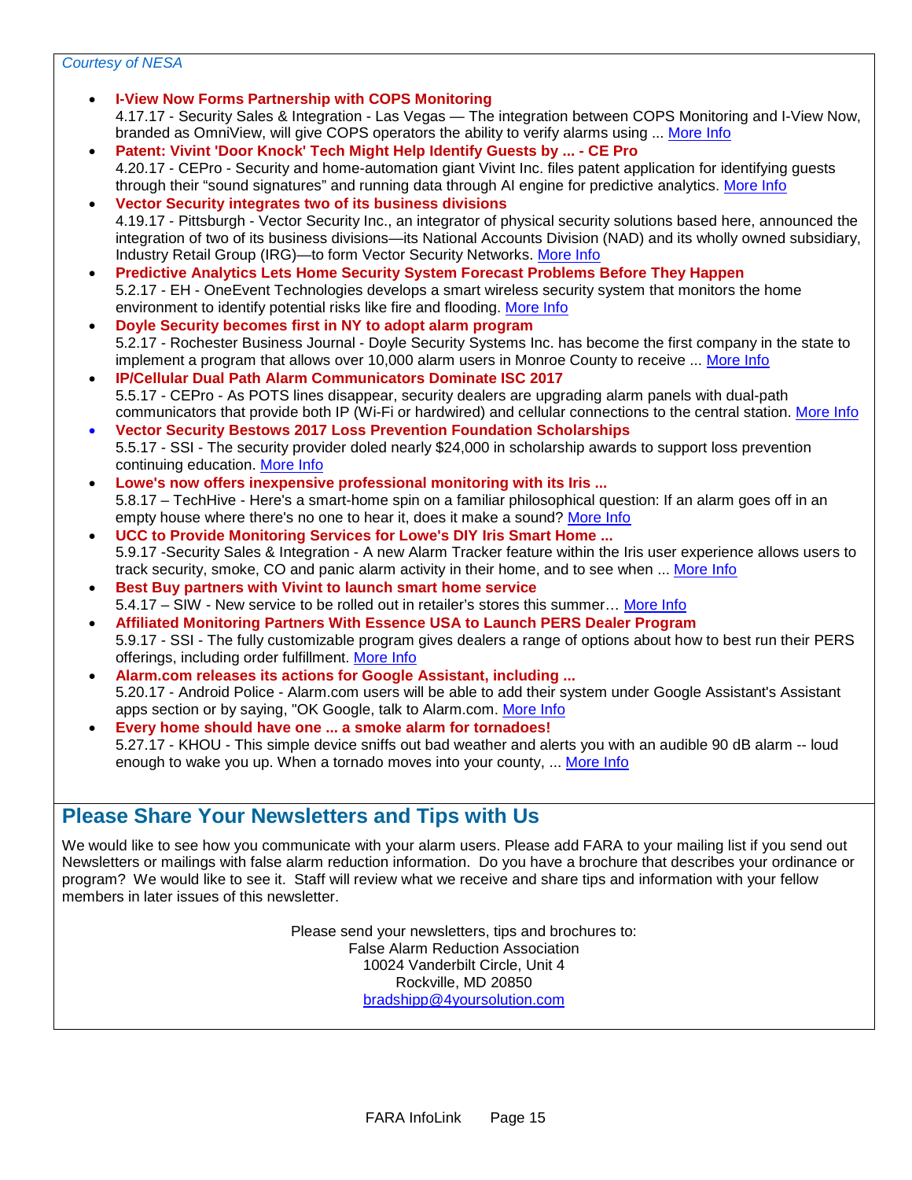*Courtesy of NESA*

- **I-View Now Forms Partnership with COPS Monitoring**
  4.17.17 - Security Sales & Integration - Las Vegas — The integration between COPS Monitoring and I-View Now, branded as OmniView, will give COPS operators the ability to verify alarms using ... More Info
- **Patent: Vivint 'Door Knock' Tech Might Help Identify Guests by ... - CE Pro**
  4.20.17 - CEPro - Security and home-automation giant Vivint Inc. files patent application for identifying guests through their "sound signatures" and running data through AI engine for predictive analytics. More Info
- **Vector Security integrates two of its business divisions**
  4.19.17 - Pittsburgh - Vector Security Inc., an integrator of physical security solutions based here, announced the integration of two of its business divisions—its National Accounts Division (NAD) and its wholly owned subsidiary, Industry Retail Group (IRG)—to form Vector Security Networks. More Info
- **Predictive Analytics Lets Home Security System Forecast Problems Before They Happen**
  5.2.17 - EH - OneEvent Technologies develops a smart wireless security system that monitors the home environment to identify potential risks like fire and flooding. More Info
- **Doyle Security becomes first in NY to adopt alarm program**
  5.2.17 - Rochester Business Journal - Doyle Security Systems Inc. has become the first company in the state to implement a program that allows over 10,000 alarm users in Monroe County to receive ... More Info
- **IP/Cellular Dual Path Alarm Communicators Dominate ISC 2017**
  5.5.17 - CEPro - As POTS lines disappear, security dealers are upgrading alarm panels with dual-path communicators that provide both IP (Wi-Fi or hardwired) and cellular connections to the central station. More Info
- **Vector Security Bestows 2017 Loss Prevention Foundation Scholarships**
  5.5.17 - SSI - The security provider doled nearly $24,000 in scholarship awards to support loss prevention continuing education. More Info
- **Lowe's now offers inexpensive professional monitoring with its Iris ...**
  5.8.17 – TechHive - Here's a smart-home spin on a familiar philosophical question: If an alarm goes off in an empty house where there's no one to hear it, does it make a sound? More Info
- **UCC to Provide Monitoring Services for Lowe's DIY Iris Smart Home ...**
  5.9.17 -Security Sales & Integration - A new Alarm Tracker feature within the Iris user experience allows users to track security, smoke, CO and panic alarm activity in their home, and to see when ... More Info
- **Best Buy partners with Vivint to launch smart home service**
  5.4.17 – SIW - New service to be rolled out in retailer's stores this summer… More Info
- **Affiliated Monitoring Partners With Essence USA to Launch PERS Dealer Program**
  5.9.17 - SSI - The fully customizable program gives dealers a range of options about how to best run their PERS offerings, including order fulfillment. More Info
- **Alarm.com releases its actions for Google Assistant, including ...**
  5.20.17 - Android Police - Alarm.com users will be able to add their system under Google Assistant's Assistant apps section or by saying, "OK Google, talk to Alarm.com. More Info
- **Every home should have one ... a smoke alarm for tornadoes!**
  5.27.17 - KHOU - This simple device sniffs out bad weather and alerts you with an audible 90 dB alarm -- loud enough to wake you up. When a tornado moves into your county, ... More Info

## Please Share Your Newsletters and Tips with Us

We would like to see how you communicate with your alarm users. Please add FARA to your mailing list if you send out Newsletters or mailings with false alarm reduction information. Do you have a brochure that describes your ordinance or program? We would like to see it. Staff will review what we receive and share tips and information with your fellow members in later issues of this newsletter.

Please send your newsletters, tips and brochures to:
False Alarm Reduction Association
10024 Vanderbilt Circle, Unit 4
Rockville, MD 20850
bradshipp@4yoursolution.com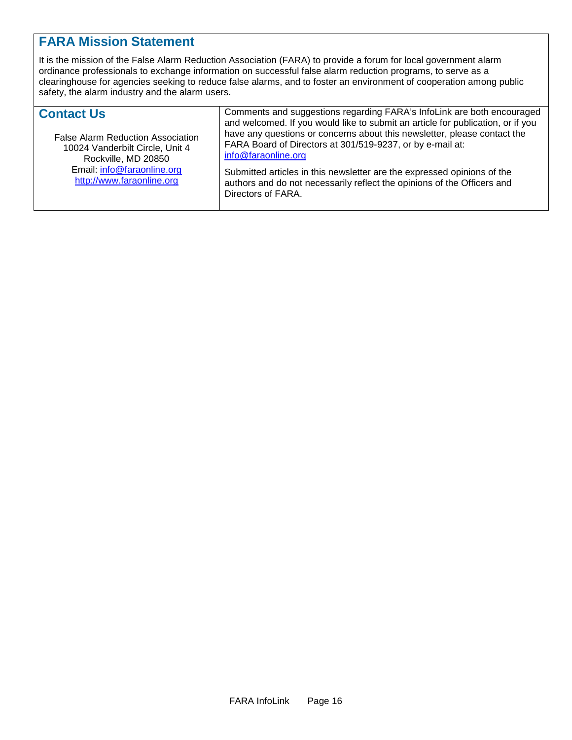## FARA Mission Statement

It is the mission of the False Alarm Reduction Association (FARA) to provide a forum for local government alarm ordinance professionals to exchange information on successful false alarm reduction programs, to serve as a clearinghouse for agencies seeking to reduce false alarms, and to foster an environment of cooperation among public safety, the alarm industry and the alarm users.

## Contact Us

False Alarm Reduction Association
10024 Vanderbilt Circle, Unit 4
Rockville, MD 20850
Email: info@faraonline.org
http://www.faraonline.org

Comments and suggestions regarding FARA's InfoLink are both encouraged and welcomed. If you would like to submit an article for publication, or if you have any questions or concerns about this newsletter, please contact the FARA Board of Directors at 301/519-9237, or by e-mail at: info@faraonline.org

Submitted articles in this newsletter are the expressed opinions of the authors and do not necessarily reflect the opinions of the Officers and Directors of FARA.